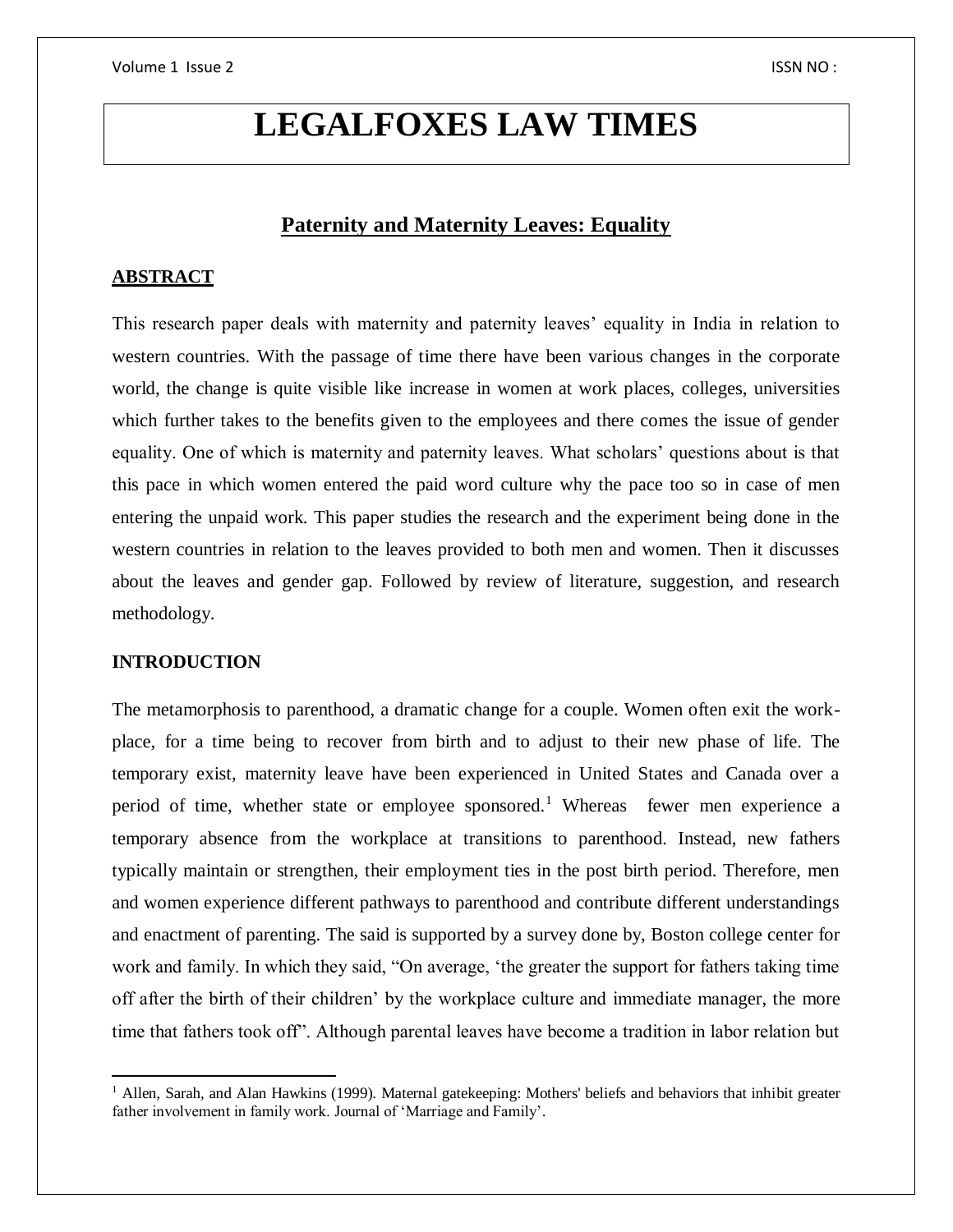# LEGALFOXES LAW TIMES

## Paternity and Maternity Leaves: Equality

### ABSTRACT

This research paper deals with maternity and paternity leaves' equality in India in relation to western countries. With the passage of time there have been various changes in the corporate world, the change is quite visible like increase in women at work places, colleges, universities which further takes to the benefits given to the employees and there comes the issue of gender equality. One of which is maternity and paternity leaves. What scholars' questions about is that this pace in which women entered the paid word culture why the pace too so in case of men entering the unpaid work. This paper studies the research and the experiment being done in the western countries in relation to the leaves provided to both men and women. Then it discusses about the leaves and gender gap. Followed by review of literature, suggestion, and research methodology.

### INTRODUCTION

The metamorphosis to parenthood, a dramatic change for a couple. Women often exit the work-place, for a time being to recover from birth and to adjust to their new phase of life. The temporary exist, maternity leave have been experienced in United States and Canada over a period of time, whether state or employee sponsored.[1] Whereas fewer men experience a temporary absence from the workplace at transitions to parenthood. Instead, new fathers typically maintain or strengthen, their employment ties in the post birth period. Therefore, men and women experience different pathways to parenthood and contribute different understandings and enactment of parenting. The said is supported by a survey done by, Boston college center for work and family. In which they said, "On average, 'the greater the support for fathers taking time off after the birth of their children' by the workplace culture and immediate manager, the more time that fathers took off". Although parental leaves have become a tradition in labor relation but

[1] Allen, Sarah, and Alan Hawkins (1999). Maternal gatekeeping: Mothers' beliefs and behaviors that inhibit greater father involvement in family work. Journal of 'Marriage and Family'.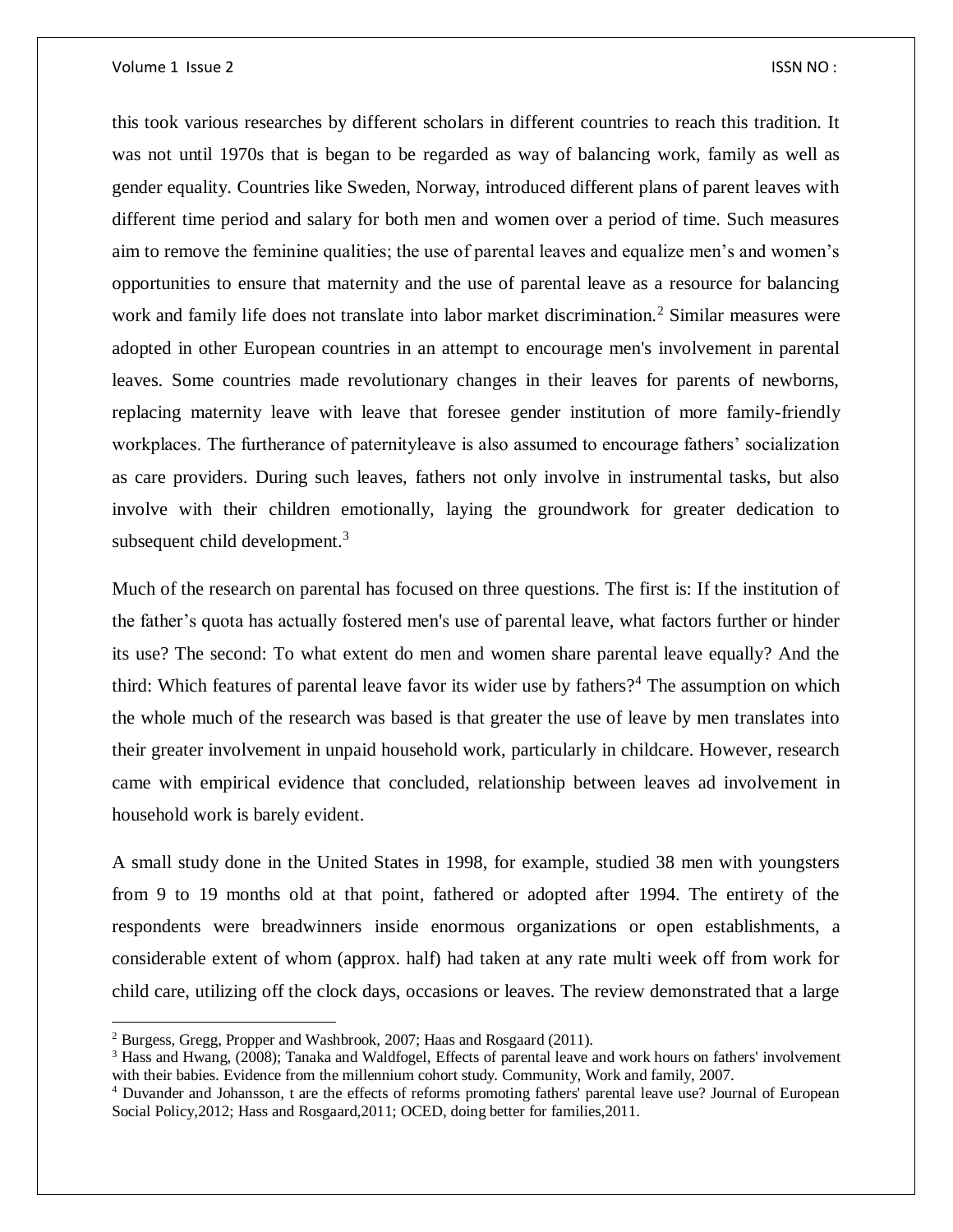this took various researches by different scholars in different countries to reach this tradition. It was not until 1970s that is began to be regarded as way of balancing work, family as well as gender equality. Countries like Sweden, Norway, introduced different plans of parent leaves with different time period and salary for both men and women over a period of time. Such measures aim to remove the feminine qualities; the use of parental leaves and equalize men's and women's opportunities to ensure that maternity and the use of parental leave as a resource for balancing work and family life does not translate into labor market discrimination.[2] Similar measures were adopted in other European countries in an attempt to encourage men's involvement in parental leaves. Some countries made revolutionary changes in their leaves for parents of newborns, replacing maternity leave with leave that foresee gender institution of more family-friendly workplaces. The furtherance of paternityleave is also assumed to encourage fathers' socialization as care providers. During such leaves, fathers not only involve in instrumental tasks, but also involve with their children emotionally, laying the groundwork for greater dedication to subsequent child development.[3]

Much of the research on parental has focused on three questions. The first is: If the institution of the father's quota has actually fostered men's use of parental leave, what factors further or hinder its use? The second: To what extent do men and women share parental leave equally? And the third: Which features of parental leave favor its wider use by fathers?[4] The assumption on which the whole much of the research was based is that greater the use of leave by men translates into their greater involvement in unpaid household work, particularly in childcare. However, research came with empirical evidence that concluded, relationship between leaves ad involvement in household work is barely evident.

A small study done in the United States in 1998, for example, studied 38 men with youngsters from 9 to 19 months old at that point, fathered or adopted after 1994. The entirety of the respondents were breadwinners inside enormous organizations or open establishments, a considerable extent of whom (approx. half) had taken at any rate multi week off from work for child care, utilizing off the clock days, occasions or leaves. The review demonstrated that a large

---

[2] Burgess, Gregg, Propper and Washbrook, 2007; Haas and Rosgaard (2011).

[3] Hass and Hwang, (2008); Tanaka and Waldfogel, Effects of parental leave and work hours on fathers' involvement with their babies. Evidence from the millennium cohort study. Community, Work and family, 2007.

[4] Duvander and Johansson, t are the effects of reforms promoting fathers' parental leave use? Journal of European Social Policy,2012; Hass and Rosgaard,2011; OCED, doing better for families,2011.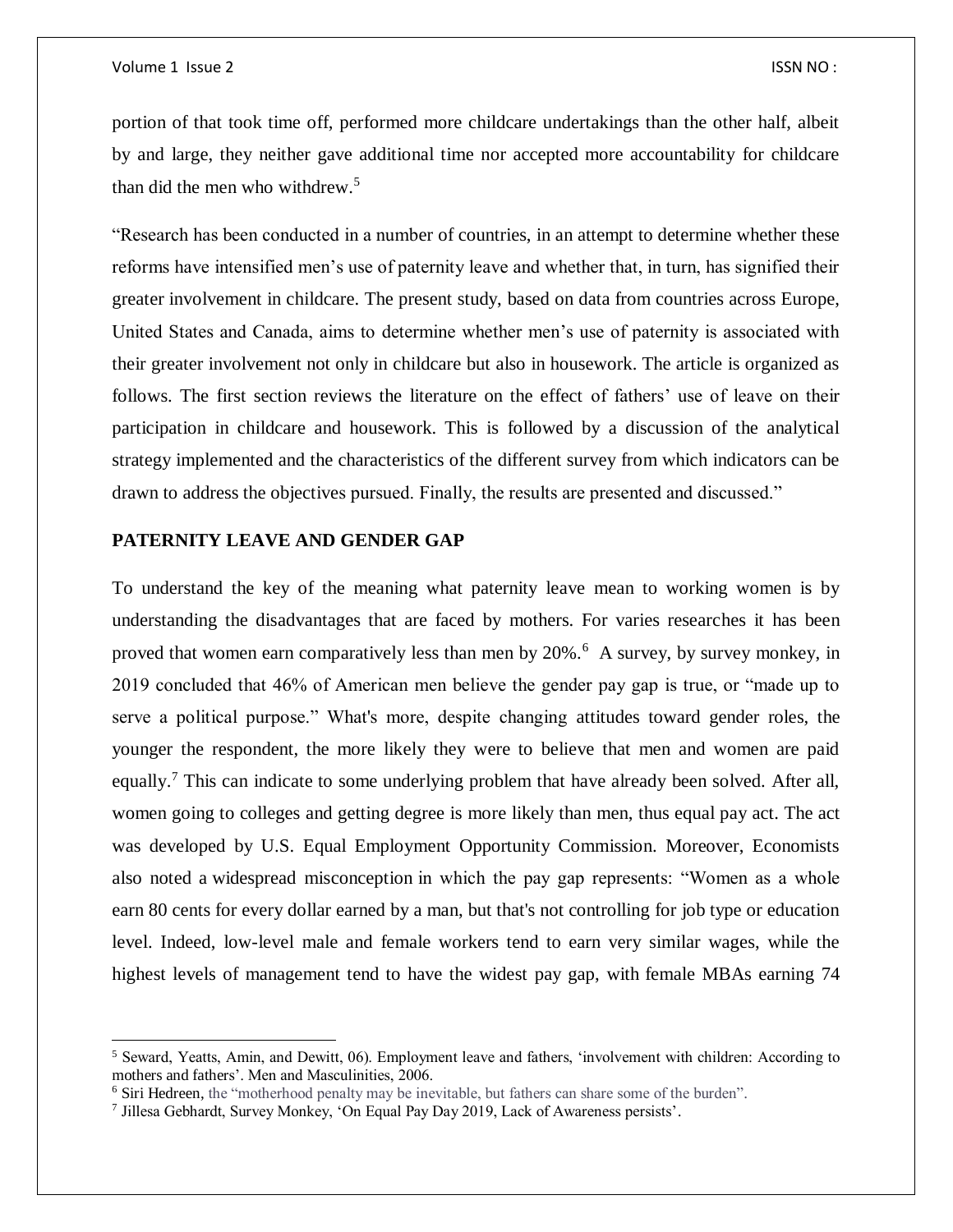portion of that took time off, performed more childcare undertakings than the other half, albeit by and large, they neither gave additional time nor accepted more accountability for childcare than did the men who withdrew.[5]

"Research has been conducted in a number of countries, in an attempt to determine whether these reforms have intensified men's use of paternity leave and whether that, in turn, has signified their greater involvement in childcare. The present study, based on data from countries across Europe, United States and Canada, aims to determine whether men's use of paternity is associated with their greater involvement not only in childcare but also in housework. The article is organized as follows. The first section reviews the literature on the effect of fathers' use of leave on their participation in childcare and housework. This is followed by a discussion of the analytical strategy implemented and the characteristics of the different survey from which indicators can be drawn to address the objectives pursued. Finally, the results are presented and discussed."

## PATERNITY LEAVE AND GENDER GAP

To understand the key of the meaning what paternity leave mean to working women is by understanding the disadvantages that are faced by mothers. For varies researches it has been proved that women earn comparatively less than men by 20%.[6] A survey, by survey monkey, in 2019 concluded that 46% of American men believe the gender pay gap is true, or "made up to serve a political purpose." What's more, despite changing attitudes toward gender roles, the younger the respondent, the more likely they were to believe that men and women are paid equally.[7] This can indicate to some underlying problem that have already been solved. After all, women going to colleges and getting degree is more likely than men, thus equal pay act. The act was developed by U.S. Equal Employment Opportunity Commission. Moreover, Economists also noted a widespread misconception in which the pay gap represents: "Women as a whole earn 80 cents for every dollar earned by a man, but that's not controlling for job type or education level. Indeed, low-level male and female workers tend to earn very similar wages, while the highest levels of management tend to have the widest pay gap, with female MBAs earning 74

---

[5] Seward, Yeatts, Amin, and Dewitt, 06). Employment leave and fathers, 'involvement with children: According to mothers and fathers'. Men and Masculinities, 2006.

[6] Siri Hedreen, the "motherhood penalty may be inevitable, but fathers can share some of the burden".

[7] Jillesa Gebhardt, Survey Monkey, 'On Equal Pay Day 2019, Lack of Awareness persists'.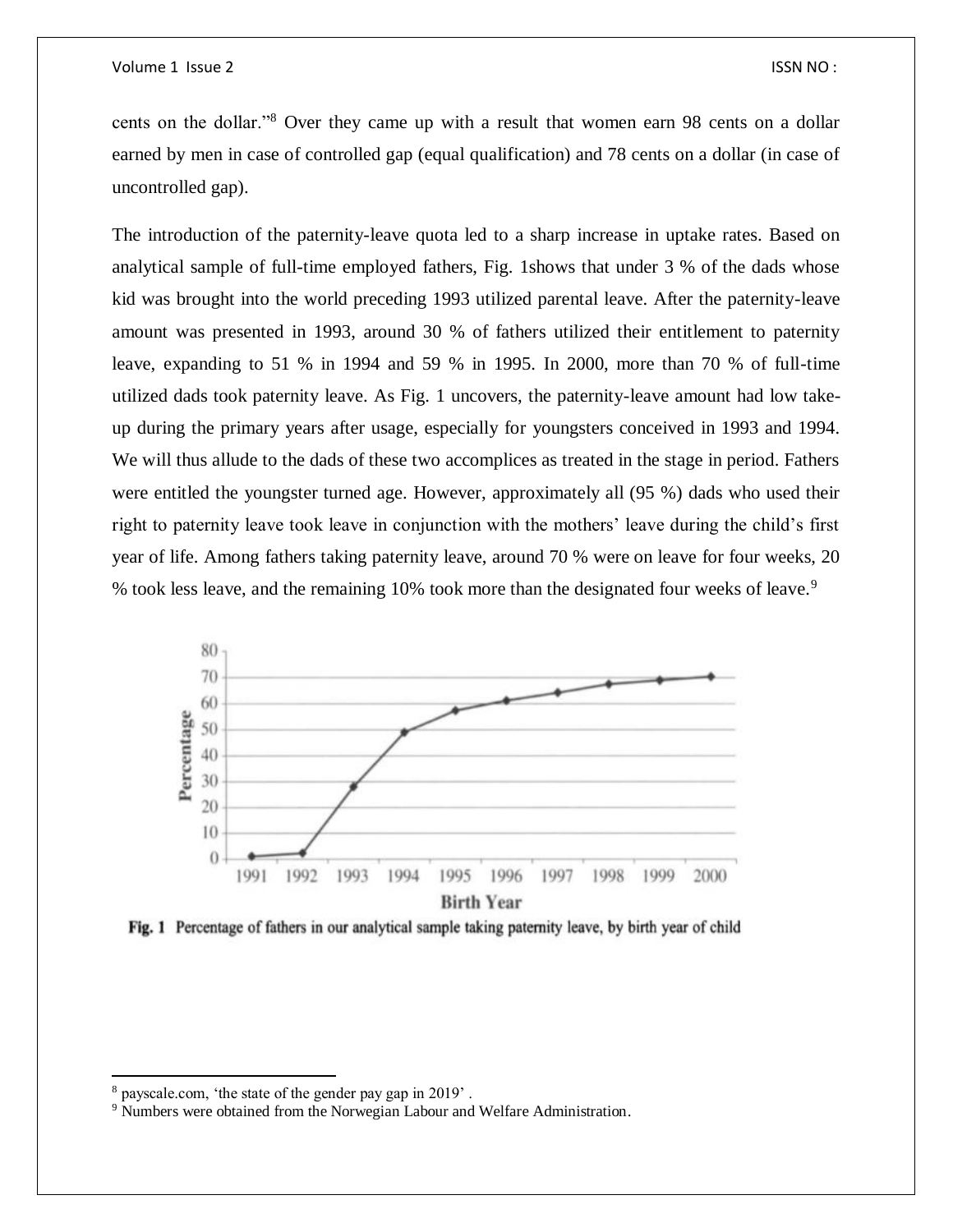cents on the dollar."[8] Over they came up with a result that women earn 98 cents on a dollar earned by men in case of controlled gap (equal qualification) and 78 cents on a dollar (in case of uncontrolled gap).

The introduction of the paternity-leave quota led to a sharp increase in uptake rates. Based on analytical sample of full-time employed fathers, Fig. 1shows that under 3 % of the dads whose kid was brought into the world preceding 1993 utilized parental leave. After the paternity-leave amount was presented in 1993, around 30 % of fathers utilized their entitlement to paternity leave, expanding to 51 % in 1994 and 59 % in 1995. In 2000, more than 70 % of full-time utilized dads took paternity leave. As Fig. 1 uncovers, the paternity-leave amount had low take-up during the primary years after usage, especially for youngsters conceived in 1993 and 1994. We will thus allude to the dads of these two accomplices as treated in the stage in period. Fathers were entitled the youngster turned age. However, approximately all (95 %) dads who used their right to paternity leave took leave in conjunction with the mothers' leave during the child's first year of life. Among fathers taking paternity leave, around 70 % were on leave for four weeks, 20 % took less leave, and the remaining 10% took more than the designated four weeks of leave.[9]

**Fig. 1** Percentage of fathers in our analytical sample taking paternity leave, by birth year of child

[8] payscale.com, 'the state of the gender pay gap in 2019' .

[9] Numbers were obtained from the Norwegian Labour and Welfare Administration.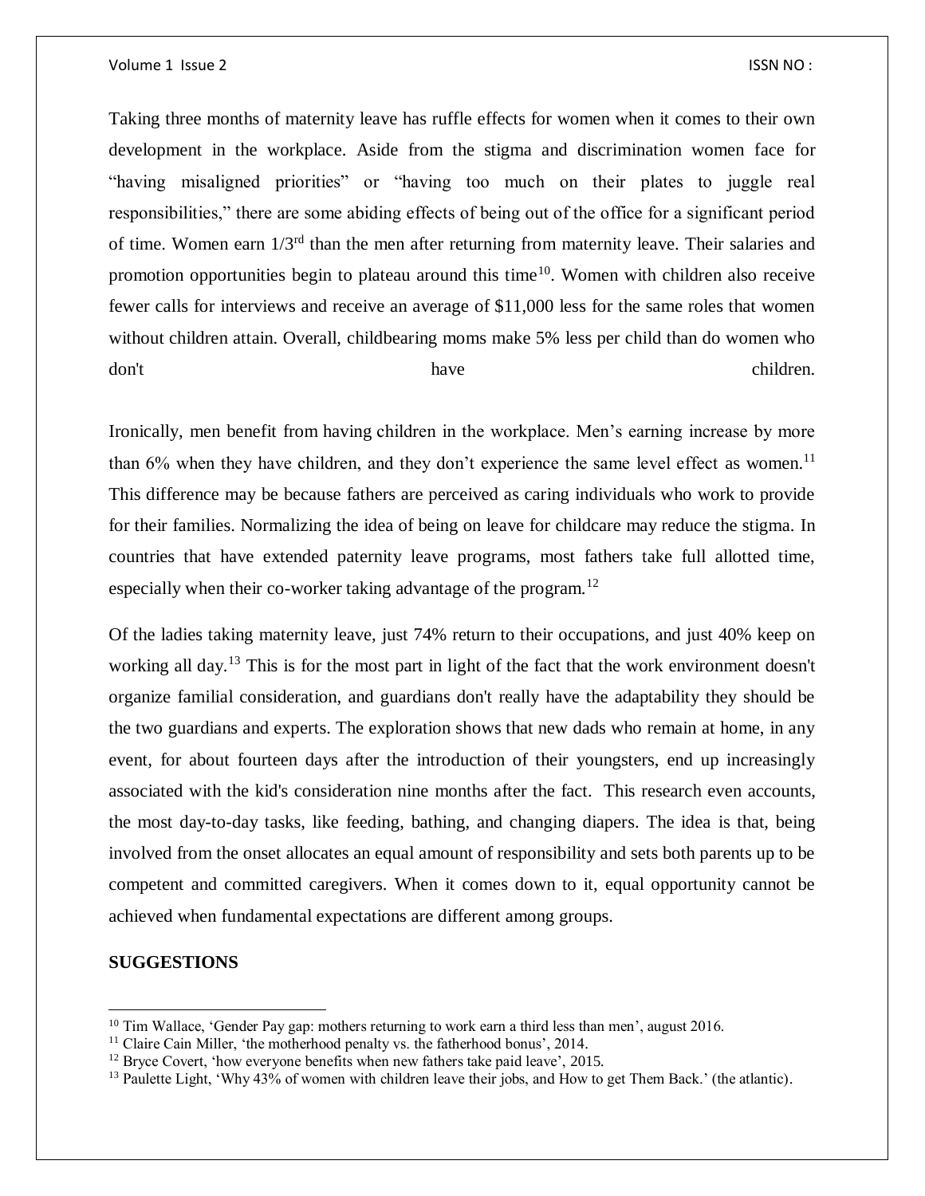Taking three months of maternity leave has ruffle effects for women when it comes to their own development in the workplace. Aside from the stigma and discrimination women face for "having misaligned priorities" or "having too much on their plates to juggle real responsibilities," there are some abiding effects of being out of the office for a significant period of time. Women earn 1/3rd than the men after returning from maternity leave. Their salaries and promotion opportunities begin to plateau around this time[10]. Women with children also receive fewer calls for interviews and receive an average of $11,000 less for the same roles that women without children attain. Overall, childbearing moms make 5% less per child than do women who don't have children.

Ironically, men benefit from having children in the workplace. Men's earning increase by more than 6% when they have children, and they don't experience the same level effect as women.[11] This difference may be because fathers are perceived as caring individuals who work to provide for their families. Normalizing the idea of being on leave for childcare may reduce the stigma. In countries that have extended paternity leave programs, most fathers take full allotted time, especially when their co-worker taking advantage of the program.[12]

Of the ladies taking maternity leave, just 74% return to their occupations, and just 40% keep on working all day.[13] This is for the most part in light of the fact that the work environment doesn't organize familial consideration, and guardians don't really have the adaptability they should be the two guardians and experts. The exploration shows that new dads who remain at home, in any event, for about fourteen days after the introduction of their youngsters, end up increasingly associated with the kid's consideration nine months after the fact. This research even accounts, the most day-to-day tasks, like feeding, bathing, and changing diapers. The idea is that, being involved from the onset allocates an equal amount of responsibility and sets both parents up to be competent and committed caregivers. When it comes down to it, equal opportunity cannot be achieved when fundamental expectations are different among groups.

**SUGGESTIONS**

---

[10] Tim Wallace, 'Gender Pay gap: mothers returning to work earn a third less than men', august 2016.

[11] Claire Cain Miller, 'the motherhood penalty vs. the fatherhood bonus', 2014.

[12] Bryce Covert, 'how everyone benefits when new fathers take paid leave', 2015.

[13] Paulette Light, 'Why 43% of women with children leave their jobs, and How to get Them Back.' (the atlantic).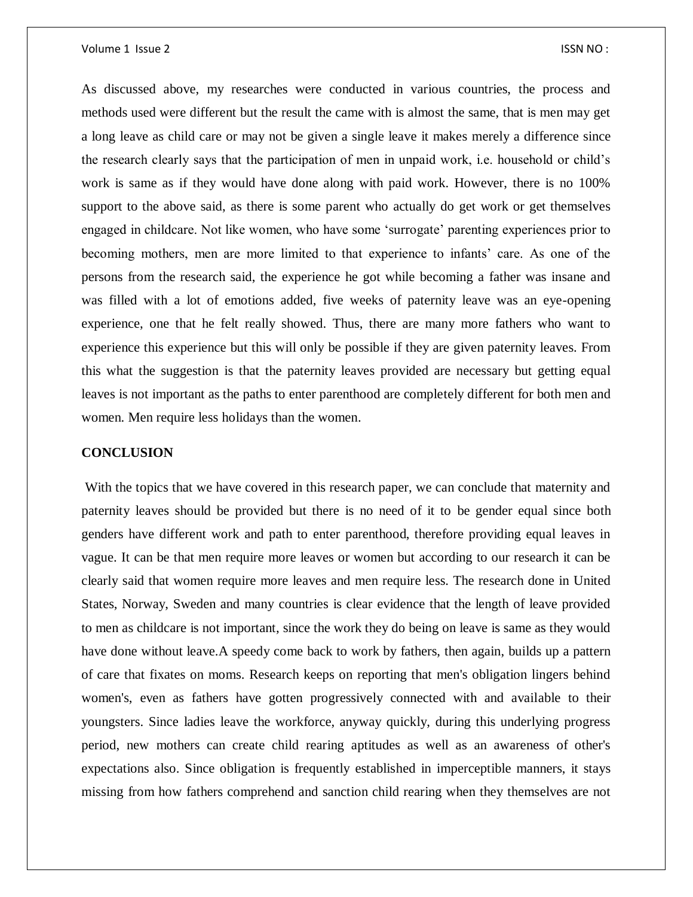As discussed above, my researches were conducted in various countries, the process and methods used were different but the result the came with is almost the same, that is men may get a long leave as child care or may not be given a single leave it makes merely a difference since the research clearly says that the participation of men in unpaid work, i.e. household or child's work is same as if they would have done along with paid work. However, there is no 100% support to the above said, as there is some parent who actually do get work or get themselves engaged in childcare. Not like women, who have some 'surrogate' parenting experiences prior to becoming mothers, men are more limited to that experience to infants' care. As one of the persons from the research said, the experience he got while becoming a father was insane and was filled with a lot of emotions added, five weeks of paternity leave was an eye-opening experience, one that he felt really showed. Thus, there are many more fathers who want to experience this experience but this will only be possible if they are given paternity leaves. From this what the suggestion is that the paternity leaves provided are necessary but getting equal leaves is not important as the paths to enter parenthood are completely different for both men and women. Men require less holidays than the women.

## CONCLUSION

With the topics that we have covered in this research paper, we can conclude that maternity and paternity leaves should be provided but there is no need of it to be gender equal since both genders have different work and path to enter parenthood, therefore providing equal leaves in vague. It can be that men require more leaves or women but according to our research it can be clearly said that women require more leaves and men require less. The research done in United States, Norway, Sweden and many countries is clear evidence that the length of leave provided to men as childcare is not important, since the work they do being on leave is same as they would have done without leave.A speedy come back to work by fathers, then again, builds up a pattern of care that fixates on moms. Research keeps on reporting that men's obligation lingers behind women's, even as fathers have gotten progressively connected with and available to their youngsters. Since ladies leave the workforce, anyway quickly, during this underlying progress period, new mothers can create child rearing aptitudes as well as an awareness of other's expectations also. Since obligation is frequently established in imperceptible manners, it stays missing from how fathers comprehend and sanction child rearing when they themselves are not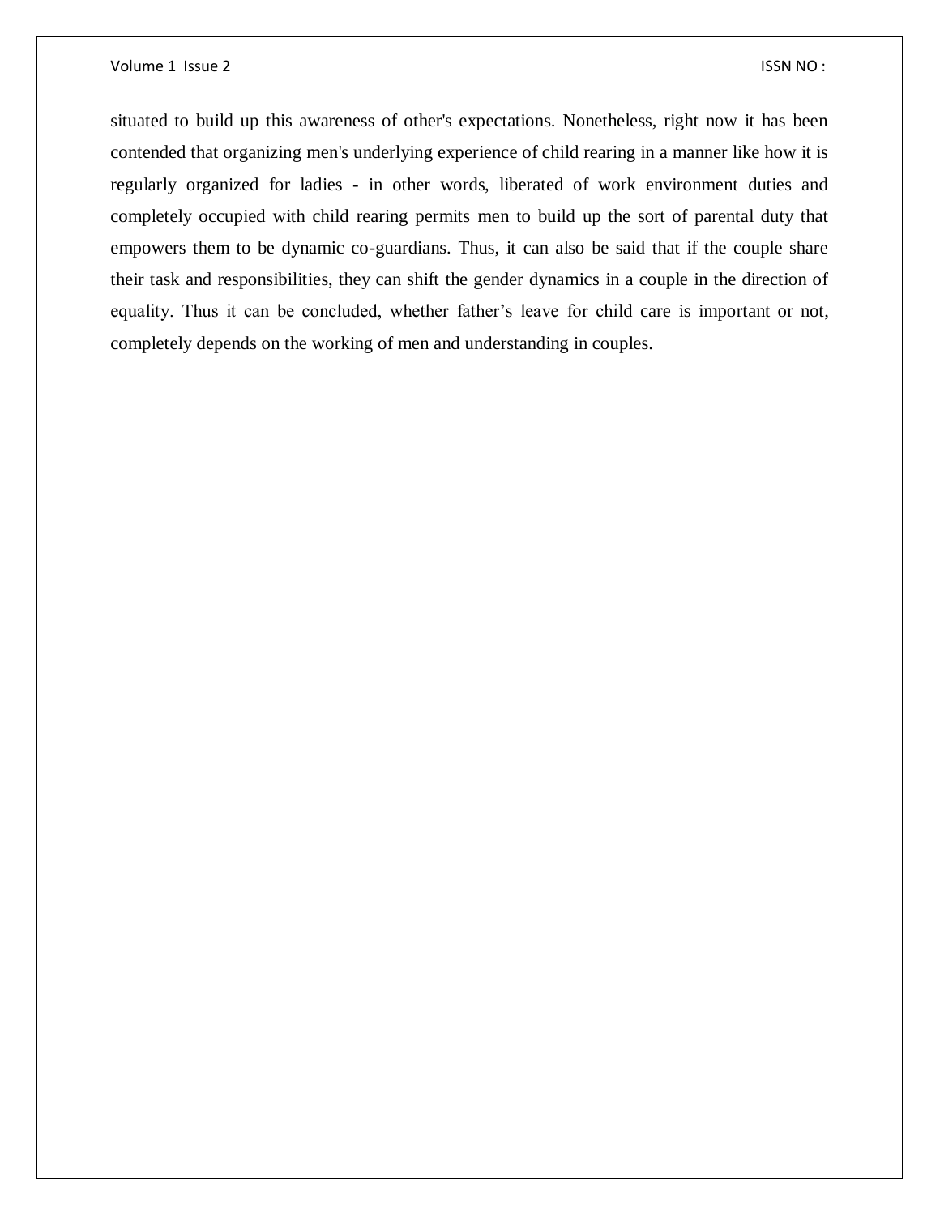situated to build up this awareness of other's expectations. Nonetheless, right now it has been contended that organizing men's underlying experience of child rearing in a manner like how it is regularly organized for ladies - in other words, liberated of work environment duties and completely occupied with child rearing permits men to build up the sort of parental duty that empowers them to be dynamic co-guardians. Thus, it can also be said that if the couple share their task and responsibilities, they can shift the gender dynamics in a couple in the direction of equality. Thus it can be concluded, whether father's leave for child care is important or not, completely depends on the working of men and understanding in couples.